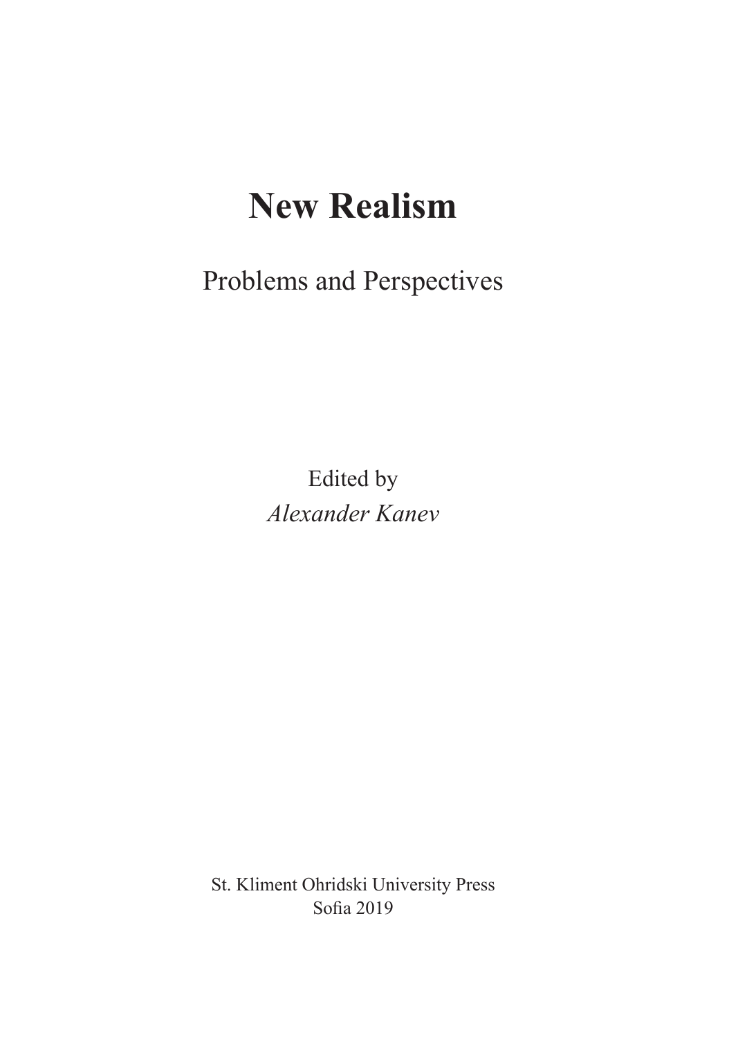# New Realism

## Problems and Perspectives

Edited by

*Alexander Kanev*

St. Kliment Ohridski University Press
Sofia 2019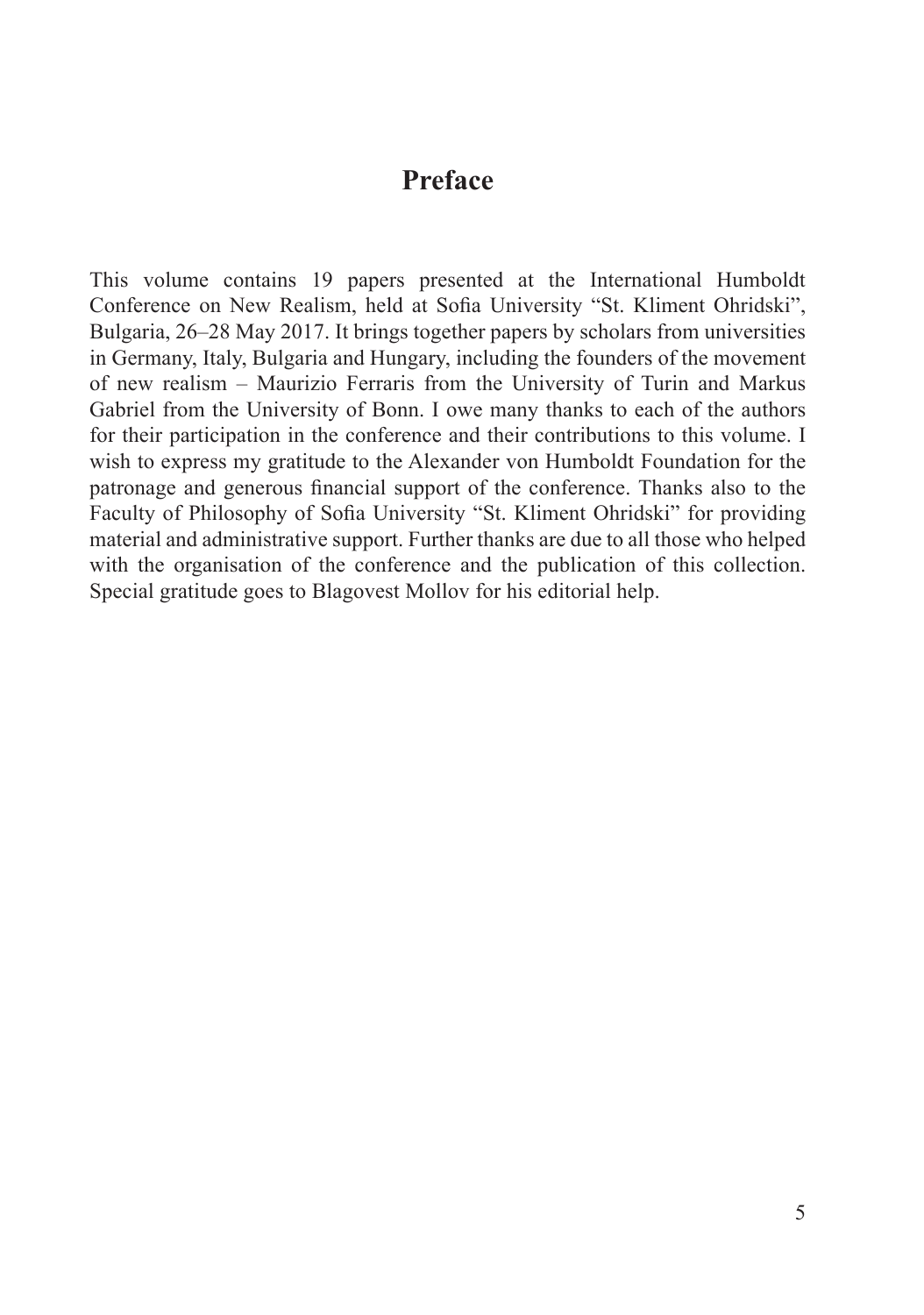# Preface

This volume contains 19 papers presented at the International Humboldt Conference on New Realism, held at Sofia University "St. Kliment Ohridski", Bulgaria, 26–28 May 2017. It brings together papers by scholars from universities in Germany, Italy, Bulgaria and Hungary, including the founders of the movement of new realism – Maurizio Ferraris from the University of Turin and Markus Gabriel from the University of Bonn. I owe many thanks to each of the authors for their participation in the conference and their contributions to this volume. I wish to express my gratitude to the Alexander von Humboldt Foundation for the patronage and generous financial support of the conference. Thanks also to the Faculty of Philosophy of Sofia University "St. Kliment Ohridski" for providing material and administrative support. Further thanks are due to all those who helped with the organisation of the conference and the publication of this collection. Special gratitude goes to Blagovest Mollov for his editorial help.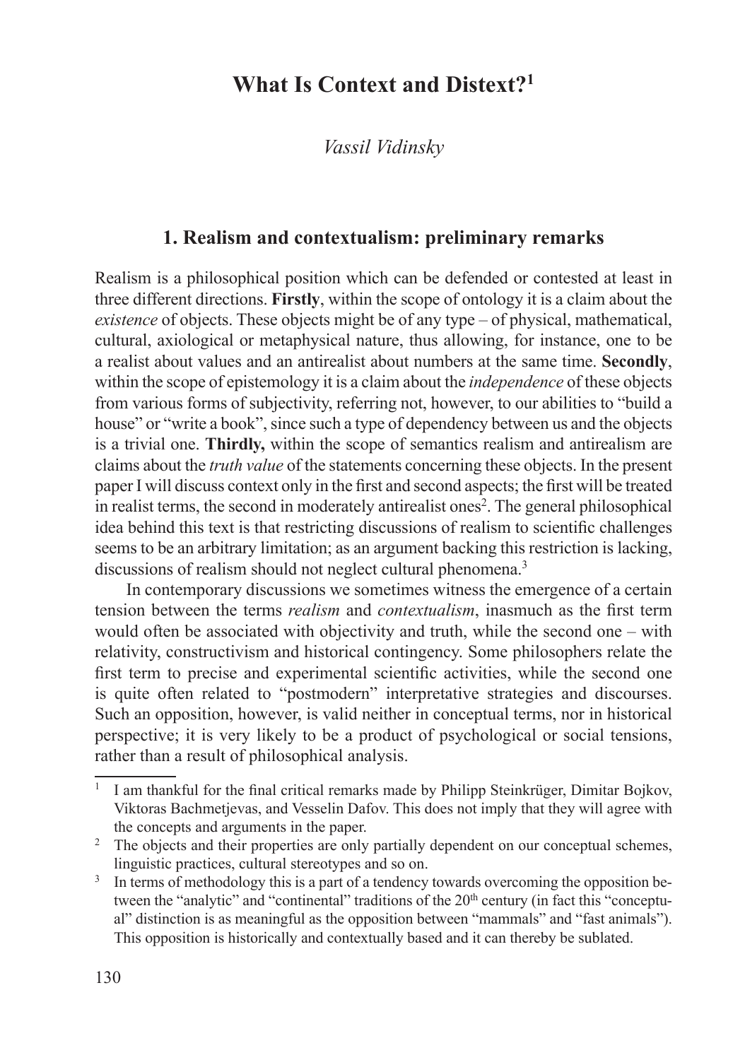# What Is Context and Distext?[1]

*Vassil Vidinsky*

## 1. Realism and contextualism: preliminary remarks

Realism is a philosophical position which can be defended or contested at least in three different directions. **Firstly**, within the scope of ontology it is a claim about the *existence* of objects. These objects might be of any type – of physical, mathematical, cultural, axiological or metaphysical nature, thus allowing, for instance, one to be a realist about values and an antirealist about numbers at the same time. **Secondly**, within the scope of epistemology it is a claim about the *independence* of these objects from various forms of subjectivity, referring not, however, to our abilities to "build a house" or "write a book", since such a type of dependency between us and the objects is a trivial one. **Thirdly,** within the scope of semantics realism and antirealism are claims about the *truth value* of the statements concerning these objects. In the present paper I will discuss context only in the first and second aspects; the first will be treated in realist terms, the second in moderately antirealist ones[2]. The general philosophical idea behind this text is that restricting discussions of realism to scientific challenges seems to be an arbitrary limitation; as an argument backing this restriction is lacking, discussions of realism should not neglect cultural phenomena.[3]

In contemporary discussions we sometimes witness the emergence of a certain tension between the terms *realism* and *contextualism*, inasmuch as the first term would often be associated with objectivity and truth, while the second one – with relativity, constructivism and historical contingency. Some philosophers relate the first term to precise and experimental scientific activities, while the second one is quite often related to "postmodern" interpretative strategies and discourses. Such an opposition, however, is valid neither in conceptual terms, nor in historical perspective; it is very likely to be a product of psychological or social tensions, rather than a result of philosophical analysis.

---

[1] I am thankful for the final critical remarks made by Philipp Steinkrüger, Dimitar Bojkov, Viktoras Bachmetjevas, and Vesselin Dafov. This does not imply that they will agree with the concepts and arguments in the paper.

[2] The objects and their properties are only partially dependent on our conceptual schemes, linguistic practices, cultural stereotypes and so on.

[3] In terms of methodology this is a part of a tendency towards overcoming the opposition between the "analytic" and "continental" traditions of the 20th century (in fact this "conceptual" distinction is as meaningful as the opposition between "mammals" and "fast animals"). This opposition is historically and contextually based and it can thereby be sublated.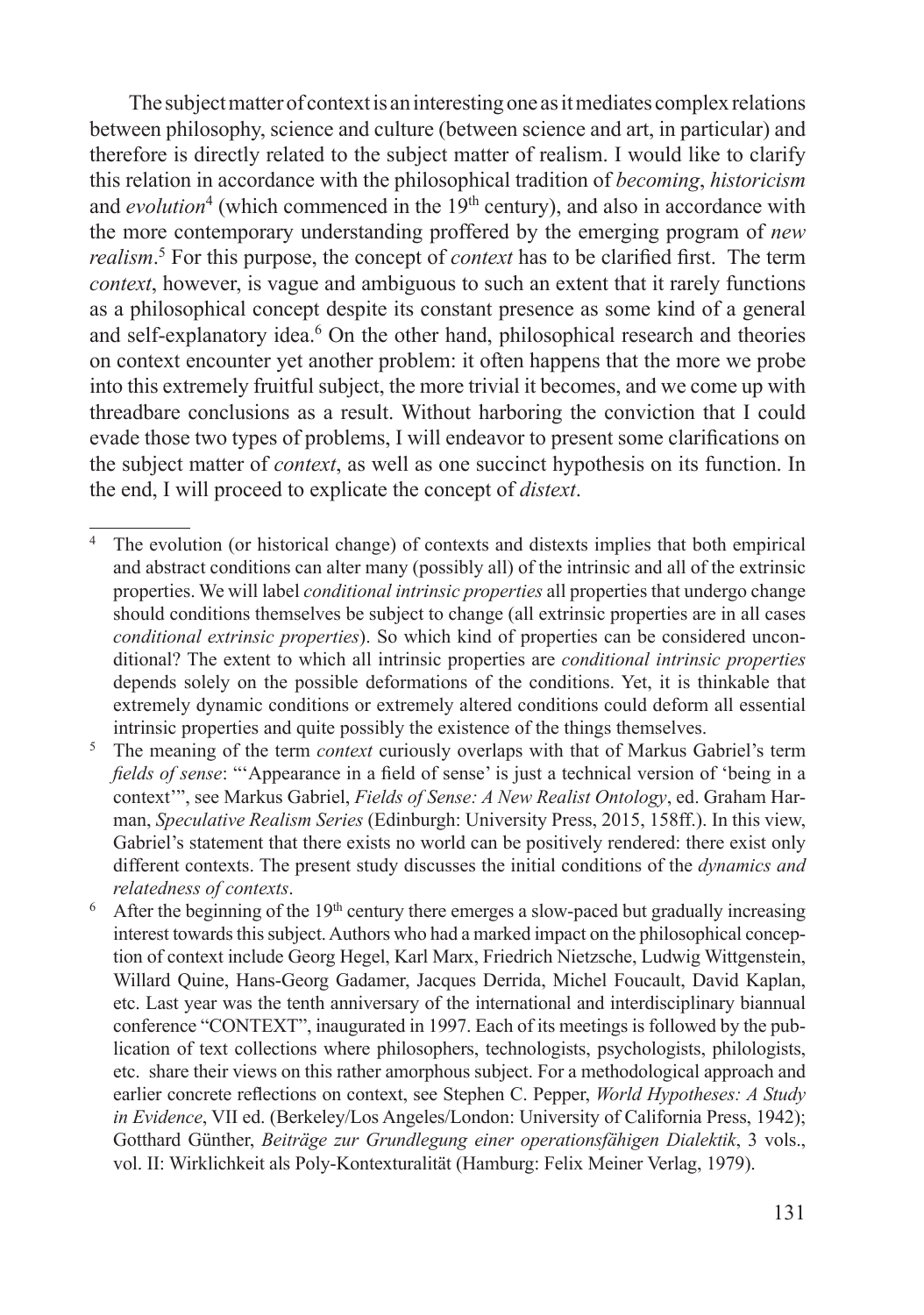The subject matter of context is an interesting one as it mediates complex relations between philosophy, science and culture (between science and art, in particular) and therefore is directly related to the subject matter of realism. I would like to clarify this relation in accordance with the philosophical tradition of *becoming*, *historicism* and *evolution*[4] (which commenced in the 19th century), and also in accordance with the more contemporary understanding proffered by the emerging program of *new realism*.[5] For this purpose, the concept of *context* has to be clarified first. The term *context*, however, is vague and ambiguous to such an extent that it rarely functions as a philosophical concept despite its constant presence as some kind of a general and self-explanatory idea.[6] On the other hand, philosophical research and theories on context encounter yet another problem: it often happens that the more we probe into this extremely fruitful subject, the more trivial it becomes, and we come up with threadbare conclusions as a result. Without harboring the conviction that I could evade those two types of problems, I will endeavor to present some clarifications on the subject matter of *context*, as well as one succinct hypothesis on its function. In the end, I will proceed to explicate the concept of *distext*.

---

[4] The evolution (or historical change) of contexts and distexts implies that both empirical and abstract conditions can alter many (possibly all) of the intrinsic and all of the extrinsic properties. We will label *conditional intrinsic properties* all properties that undergo change should conditions themselves be subject to change (all extrinsic properties are in all cases *conditional extrinsic properties*). So which kind of properties can be considered unconditional? The extent to which all intrinsic properties are *conditional intrinsic properties* depends solely on the possible deformations of the conditions. Yet, it is thinkable that extremely dynamic conditions or extremely altered conditions could deform all essential intrinsic properties and quite possibly the existence of the things themselves.

[5] The meaning of the term *context* curiously overlaps with that of Markus Gabriel's term *fields of sense*: "'Appearance in a field of sense' is just a technical version of 'being in a context'", see Markus Gabriel, *Fields of Sense: A New Realist Ontology*, ed. Graham Harman, *Speculative Realism Series* (Edinburgh: University Press, 2015, 158ff.). In this view, Gabriel's statement that there exists no world can be positively rendered: there exist only different contexts. The present study discusses the initial conditions of the *dynamics and relatedness of contexts*.

[6] After the beginning of the 19th century there emerges a slow-paced but gradually increasing interest towards this subject. Authors who had a marked impact on the philosophical conception of context include Georg Hegel, Karl Marx, Friedrich Nietzsche, Ludwig Wittgenstein, Willard Quine, Hans-Georg Gadamer, Jacques Derrida, Michel Foucault, David Kaplan, etc. Last year was the tenth anniversary of the international and interdisciplinary biannual conference "CONTEXT", inaugurated in 1997. Each of its meetings is followed by the publication of text collections where philosophers, technologists, psychologists, philologists, etc. share their views on this rather amorphous subject. For a methodological approach and earlier concrete reflections on context, see Stephen C. Pepper, *World Hypotheses: A Study in Evidence*, VII ed. (Berkeley/Los Angeles/London: University of California Press, 1942); Gotthard Günther, *Beiträge zur Grundlegung einer operationsfähigen Dialektik*, 3 vols., vol. II: Wirklichkeit als Poly-Kontexturalität (Hamburg: Felix Meiner Verlag, 1979).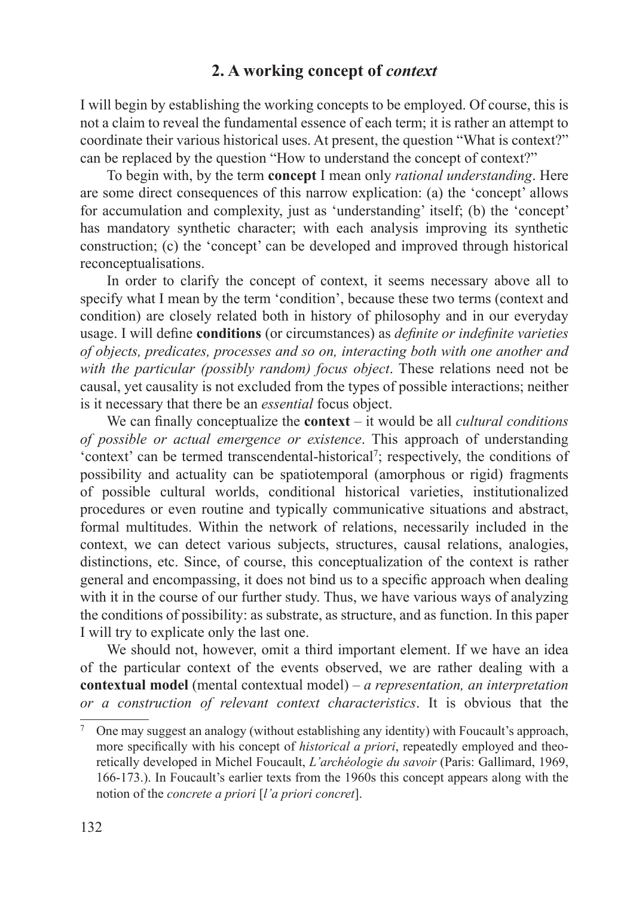## 2. A working concept of *context*

I will begin by establishing the working concepts to be employed. Of course, this is not a claim to reveal the fundamental essence of each term; it is rather an attempt to coordinate their various historical uses. At present, the question "What is context?" can be replaced by the question "How to understand the concept of context?"

To begin with, by the term **concept** I mean only *rational understanding*. Here are some direct consequences of this narrow explication: (a) the 'concept' allows for accumulation and complexity, just as 'understanding' itself; (b) the 'concept' has mandatory synthetic character; with each analysis improving its synthetic construction; (c) the 'concept' can be developed and improved through historical reconceptualisations.

In order to clarify the concept of context, it seems necessary above all to specify what I mean by the term 'condition', because these two terms (context and condition) are closely related both in history of philosophy and in our everyday usage. I will define **conditions** (or circumstances) as *definite or indefinite varieties of objects, predicates, processes and so on, interacting both with one another and with the particular (possibly random) focus object*. These relations need not be causal, yet causality is not excluded from the types of possible interactions; neither is it necessary that there be an *essential* focus object.

We can finally conceptualize the **context** – it would be all *cultural conditions of possible or actual emergence or existence*. This approach of understanding 'context' can be termed transcendental-historical[7]; respectively, the conditions of possibility and actuality can be spatiotemporal (amorphous or rigid) fragments of possible cultural worlds, conditional historical varieties, institutionalized procedures or even routine and typically communicative situations and abstract, formal multitudes. Within the network of relations, necessarily included in the context, we can detect various subjects, structures, causal relations, analogies, distinctions, etc. Since, of course, this conceptualization of the context is rather general and encompassing, it does not bind us to a specific approach when dealing with it in the course of our further study. Thus, we have various ways of analyzing the conditions of possibility: as substrate, as structure, and as function. In this paper I will try to explicate only the last one.

We should not, however, omit a third important element. If we have an idea of the particular context of the events observed, we are rather dealing with a **contextual model** (mental contextual model) – *a representation, an interpretation or a construction of relevant context characteristics*. It is obvious that the

---

[7] One may suggest an analogy (without establishing any identity) with Foucault's approach, more specifically with his concept of *historical a priori*, repeatedly employed and theoretically developed in Michel Foucault, *L'archéologie du savoir* (Paris: Gallimard, 1969, 166-173.). In Foucault's earlier texts from the 1960s this concept appears along with the notion of the *concrete a priori* [*l'a priori concret*].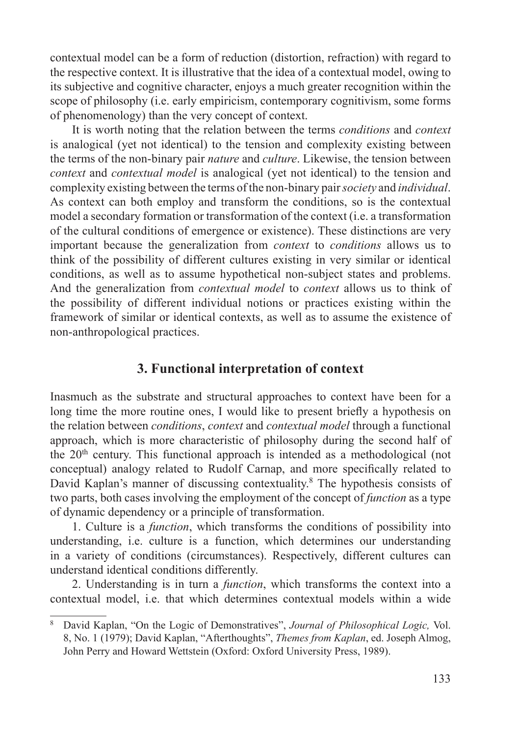contextual model can be a form of reduction (distortion, refraction) with regard to the respective context. It is illustrative that the idea of a contextual model, owing to its subjective and cognitive character, enjoys a much greater recognition within the scope of philosophy (i.e. early empiricism, contemporary cognitivism, some forms of phenomenology) than the very concept of context.

It is worth noting that the relation between the terms *conditions* and *context* is analogical (yet not identical) to the tension and complexity existing between the terms of the non-binary pair *nature* and *culture*. Likewise, the tension between *context* and *contextual model* is analogical (yet not identical) to the tension and complexity existing between the terms of the non-binary pair *society* and *individual*. As context can both employ and transform the conditions, so is the contextual model a secondary formation or transformation of the context (i.e. a transformation of the cultural conditions of emergence or existence). These distinctions are very important because the generalization from *context* to *conditions* allows us to think of the possibility of different cultures existing in very similar or identical conditions, as well as to assume hypothetical non-subject states and problems. And the generalization from *contextual model* to *context* allows us to think of the possibility of different individual notions or practices existing within the framework of similar or identical contexts, as well as to assume the existence of non-anthropological practices.

## 3. Functional interpretation of context

Inasmuch as the substrate and structural approaches to context have been for a long time the more routine ones, I would like to present briefly a hypothesis on the relation between *conditions*, *context* and *contextual model* through a functional approach, which is more characteristic of philosophy during the second half of the 20th century. This functional approach is intended as a methodological (not conceptual) analogy related to Rudolf Carnap, and more specifically related to David Kaplan's manner of discussing contextuality.[8] The hypothesis consists of two parts, both cases involving the employment of the concept of *function* as a type of dynamic dependency or a principle of transformation.

1. Culture is a *function*, which transforms the conditions of possibility into understanding, i.e. culture is a function, which determines our understanding in a variety of conditions (circumstances). Respectively, different cultures can understand identical conditions differently.

2. Understanding is in turn a *function*, which transforms the context into a contextual model, i.e. that which determines contextual models within a wide

[8] David Kaplan, "On the Logic of Demonstratives", *Journal of Philosophical Logic,* Vol. 8, No. 1 (1979); David Kaplan, "Afterthoughts", *Themes from Kaplan*, ed. Joseph Almog, John Perry and Howard Wettstein (Oxford: Oxford University Press, 1989).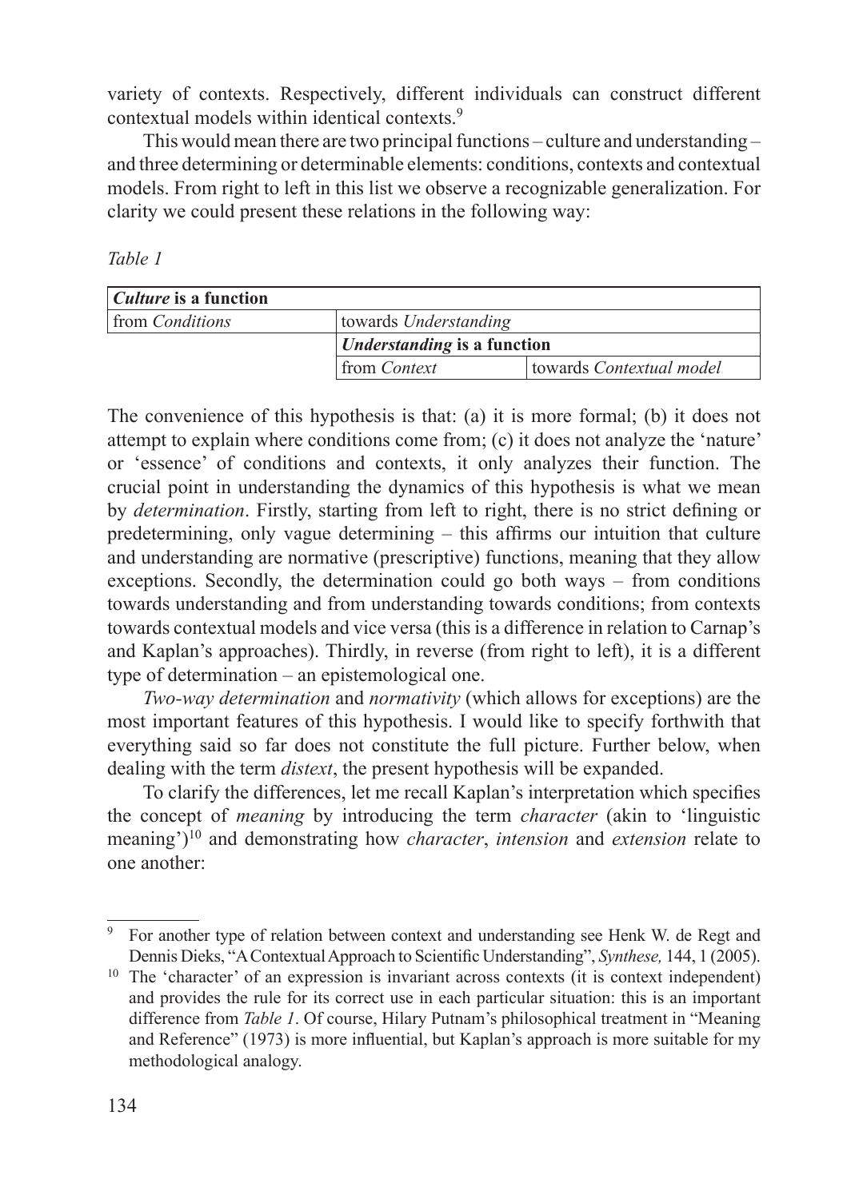variety of contexts. Respectively, different individuals can construct different contextual models within identical contexts.[9]

This would mean there are two principal functions – culture and understanding – and three determining or determinable elements: conditions, contexts and contextual models. From right to left in this list we observe a recognizable generalization. For clarity we could present these relations in the following way:

*Table 1*

| ***Culture*** **is a function** | | |
|---|---|---|
| from *Conditions* | towards *Understanding* | |
| | ***Understanding*** **is a function** | |
| | from *Context* | towards *Contextual model* |

The convenience of this hypothesis is that: (a) it is more formal; (b) it does not attempt to explain where conditions come from; (c) it does not analyze the 'nature' or 'essence' of conditions and contexts, it only analyzes their function. The crucial point in understanding the dynamics of this hypothesis is what we mean by *determination*. Firstly, starting from left to right, there is no strict defining or predetermining, only vague determining – this affirms our intuition that culture and understanding are normative (prescriptive) functions, meaning that they allow exceptions. Secondly, the determination could go both ways – from conditions towards understanding and from understanding towards conditions; from contexts towards contextual models and vice versa (this is a difference in relation to Carnap's and Kaplan's approaches). Thirdly, in reverse (from right to left), it is a different type of determination – an epistemological one.

*Two-way determination* and *normativity* (which allows for exceptions) are the most important features of this hypothesis. I would like to specify forthwith that everything said so far does not constitute the full picture. Further below, when dealing with the term *distext*, the present hypothesis will be expanded.

To clarify the differences, let me recall Kaplan's interpretation which specifies the concept of *meaning* by introducing the term *character* (akin to 'linguistic meaning')[10] and demonstrating how *character*, *intension* and *extension* relate to one another:

---

[9] For another type of relation between context and understanding see Henk W. de Regt and Dennis Dieks, "A Contextual Approach to Scientific Understanding", *Synthese,* 144, 1 (2005).

[10] The 'character' of an expression is invariant across contexts (it is context independent) and provides the rule for its correct use in each particular situation: this is an important difference from *Table 1*. Of course, Hilary Putnam's philosophical treatment in "Meaning and Reference" (1973) is more influential, but Kaplan's approach is more suitable for my methodological analogy.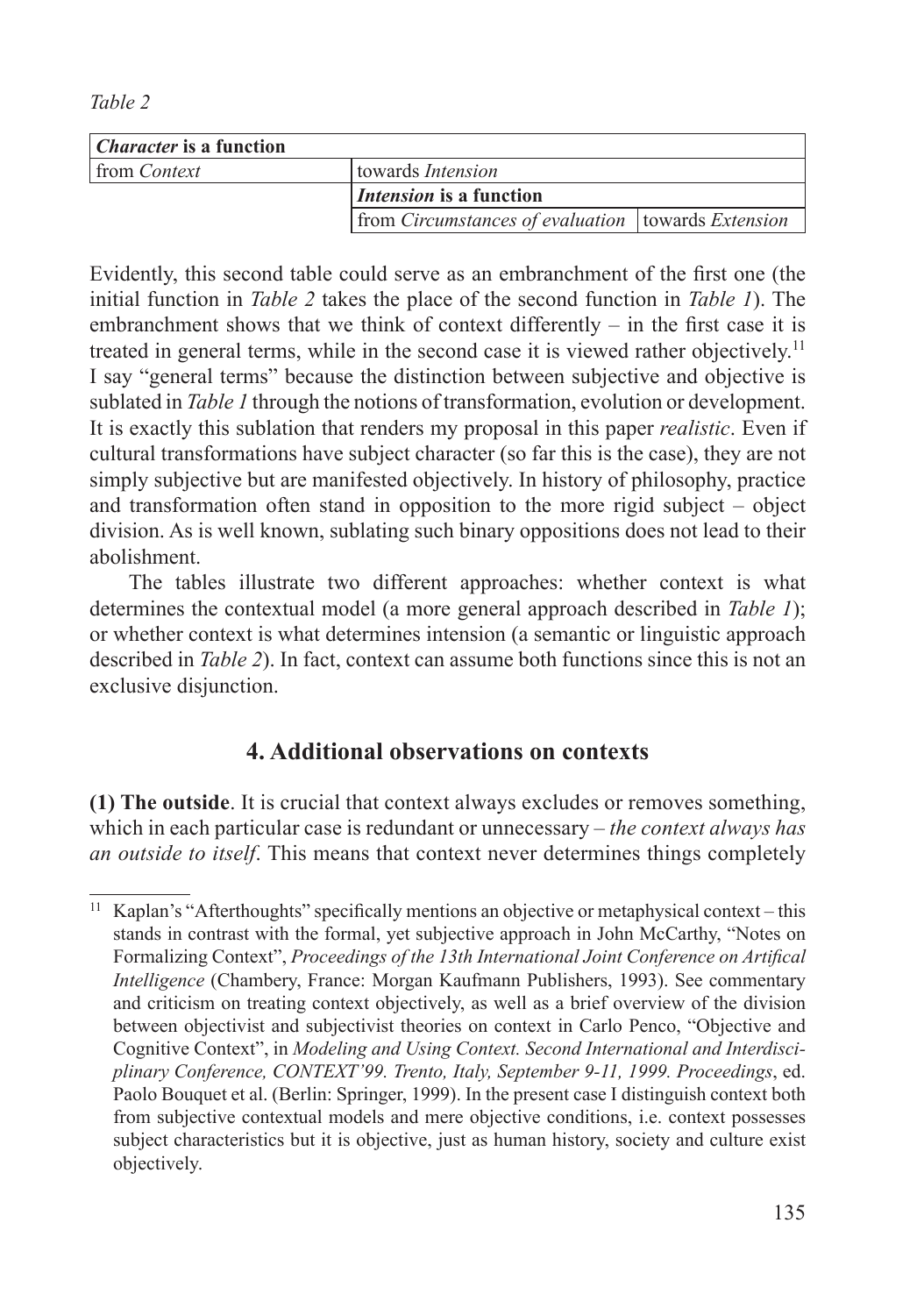*Table 2*

| ***Character*** **is a function** | | |
|---|---|---|
| from *Context* | towards *Intension* | |
| | ***Intension*** **is a function** | |
| | from *Circumstances of evaluation* | towards *Extension* |

Evidently, this second table could serve as an embranchment of the first one (the initial function in *Table 2* takes the place of the second function in *Table 1*). The embranchment shows that we think of context differently – in the first case it is treated in general terms, while in the second case it is viewed rather objectively.[11] I say "general terms" because the distinction between subjective and objective is sublated in *Table 1* through the notions of transformation, evolution or development. It is exactly this sublation that renders my proposal in this paper *realistic*. Even if cultural transformations have subject character (so far this is the case), they are not simply subjective but are manifested objectively. In history of philosophy, practice and transformation often stand in opposition to the more rigid subject – object division. As is well known, sublating such binary oppositions does not lead to their abolishment.

The tables illustrate two different approaches: whether context is what determines the contextual model (a more general approach described in *Table 1*); or whether context is what determines intension (a semantic or linguistic approach described in *Table 2*). In fact, context can assume both functions since this is not an exclusive disjunction.

## 4. Additional observations on contexts

**(1) The outside**. It is crucial that context always excludes or removes something, which in each particular case is redundant or unnecessary – *the context always has an outside to itself*. This means that context never determines things completely

[11] Kaplan's "Afterthoughts" specifically mentions an objective or metaphysical context – this stands in contrast with the formal, yet subjective approach in John McCarthy, "Notes on Formalizing Context", *Proceedings of the 13th International Joint Conference on Artifical Intelligence* (Chambery, France: Morgan Kaufmann Publishers, 1993). See commentary and criticism on treating context objectively, as well as a brief overview of the division between objectivist and subjectivist theories on context in Carlo Penco, "Objective and Cognitive Context", in *Modeling and Using Context. Second International and Interdisciplinary Conference, CONTEXT'99. Trento, Italy, September 9-11, 1999. Proceedings*, ed. Paolo Bouquet et al. (Berlin: Springer, 1999). In the present case I distinguish context both from subjective contextual models and mere objective conditions, i.e. context possesses subject characteristics but it is objective, just as human history, society and culture exist objectively.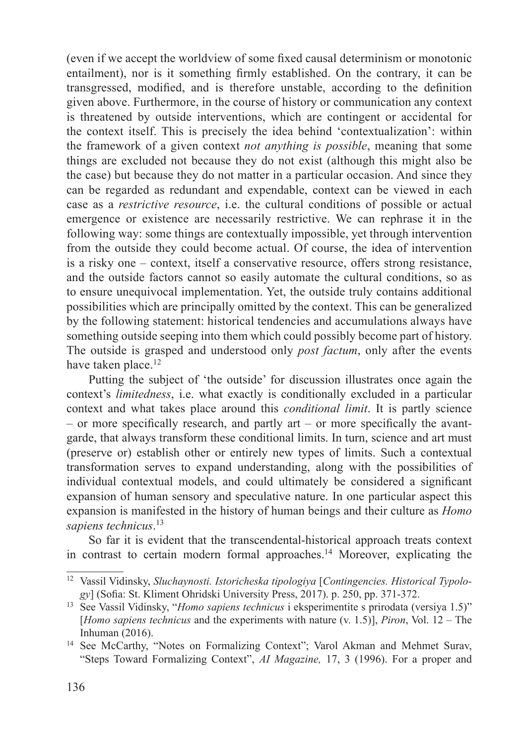(even if we accept the worldview of some fixed causal determinism or monotonic entailment), nor is it something firmly established. On the contrary, it can be transgressed, modified, and is therefore unstable, according to the definition given above. Furthermore, in the course of history or communication any context is threatened by outside interventions, which are contingent or accidental for the context itself. This is precisely the idea behind 'contextualization': within the framework of a given context *not anything is possible*, meaning that some things are excluded not because they do not exist (although this might also be the case) but because they do not matter in a particular occasion. And since they can be regarded as redundant and expendable, context can be viewed in each case as a *restrictive resource*, i.e. the cultural conditions of possible or actual emergence or existence are necessarily restrictive. We can rephrase it in the following way: some things are contextually impossible, yet through intervention from the outside they could become actual. Of course, the idea of intervention is a risky one – context, itself a conservative resource, offers strong resistance, and the outside factors cannot so easily automate the cultural conditions, so as to ensure unequivocal implementation. Yet, the outside truly contains additional possibilities which are principally omitted by the context. This can be generalized by the following statement: historical tendencies and accumulations always have something outside seeping into them which could possibly become part of history. The outside is grasped and understood only *post factum*, only after the events have taken place.[12]

Putting the subject of 'the outside' for discussion illustrates once again the context's *limitedness*, i.e. what exactly is conditionally excluded in a particular context and what takes place around this *conditional limit*. It is partly science – or more specifically research, and partly art – or more specifically the avant-garde, that always transform these conditional limits. In turn, science and art must (preserve or) establish other or entirely new types of limits. Such a contextual transformation serves to expand understanding, along with the possibilities of individual contextual models, and could ultimately be considered a significant expansion of human sensory and speculative nature. In one particular aspect this expansion is manifested in the history of human beings and their culture as *Homo sapiens technicus*.[13]

So far it is evident that the transcendental-historical approach treats context in contrast to certain modern formal approaches.[14] Moreover, explicating the

---

[12] Vassil Vidinsky, *Sluchaynosti. Istoricheska tipologiya* [*Contingencies. Historical Typology*] (Sofia: St. Kliment Ohridski University Press, 2017). p. 250, pp. 371-372.

[13] See Vassil Vidinsky, "*Homo sapiens technicus* i eksperimentite s prirodata (versiya 1.5)" [*Homo sapiens technicus* and the experiments with nature (v. 1.5)], *Piron*, Vol. 12 – The Inhuman (2016).

[14] See McCarthy, "Notes on Formalizing Context"; Varol Akman and Mehmet Surav, "Steps Toward Formalizing Context", *AI Magazine,* 17, 3 (1996). For a proper and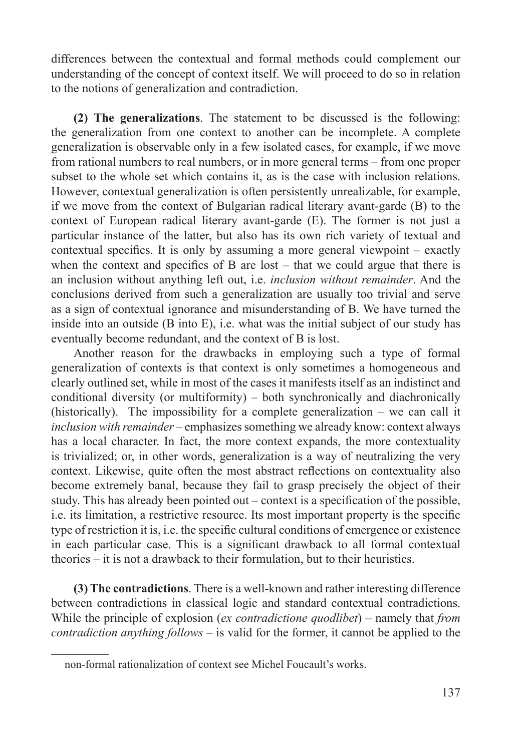differences between the contextual and formal methods could complement our understanding of the concept of context itself. We will proceed to do so in relation to the notions of generalization and contradiction.

**(2) The generalizations**. The statement to be discussed is the following: the generalization from one context to another can be incomplete. A complete generalization is observable only in a few isolated cases, for example, if we move from rational numbers to real numbers, or in more general terms – from one proper subset to the whole set which contains it, as is the case with inclusion relations. However, contextual generalization is often persistently unrealizable, for example, if we move from the context of Bulgarian radical literary avant-garde (B) to the context of European radical literary avant-garde (E). The former is not just a particular instance of the latter, but also has its own rich variety of textual and contextual specifics. It is only by assuming a more general viewpoint – exactly when the context and specifics of B are lost – that we could argue that there is an inclusion without anything left out, i.e. *inclusion without remainder*. And the conclusions derived from such a generalization are usually too trivial and serve as a sign of contextual ignorance and misunderstanding of B. We have turned the inside into an outside (B into E), i.e. what was the initial subject of our study has eventually become redundant, and the context of B is lost.

Another reason for the drawbacks in employing such a type of formal generalization of contexts is that context is only sometimes a homogeneous and clearly outlined set, while in most of the cases it manifests itself as an indistinct and conditional diversity (or multiformity) – both synchronically and diachronically (historically). The impossibility for a complete generalization – we can call it *inclusion with remainder* – emphasizes something we already know: context always has a local character. In fact, the more context expands, the more contextuality is trivialized; or, in other words, generalization is a way of neutralizing the very context. Likewise, quite often the most abstract reflections on contextuality also become extremely banal, because they fail to grasp precisely the object of their study. This has already been pointed out – context is a specification of the possible, i.e. its limitation, a restrictive resource. Its most important property is the specific type of restriction it is, i.e. the specific cultural conditions of emergence or existence in each particular case. This is a significant drawback to all formal contextual theories – it is not a drawback to their formulation, but to their heuristics.

**(3) The contradictions**. There is a well-known and rather interesting difference between contradictions in classical logic and standard contextual contradictions. While the principle of explosion (*ex contradictione quodlibet*) – namely that *from contradiction anything follows* – is valid for the former, it cannot be applied to the

---

non-formal rationalization of context see Michel Foucault's works.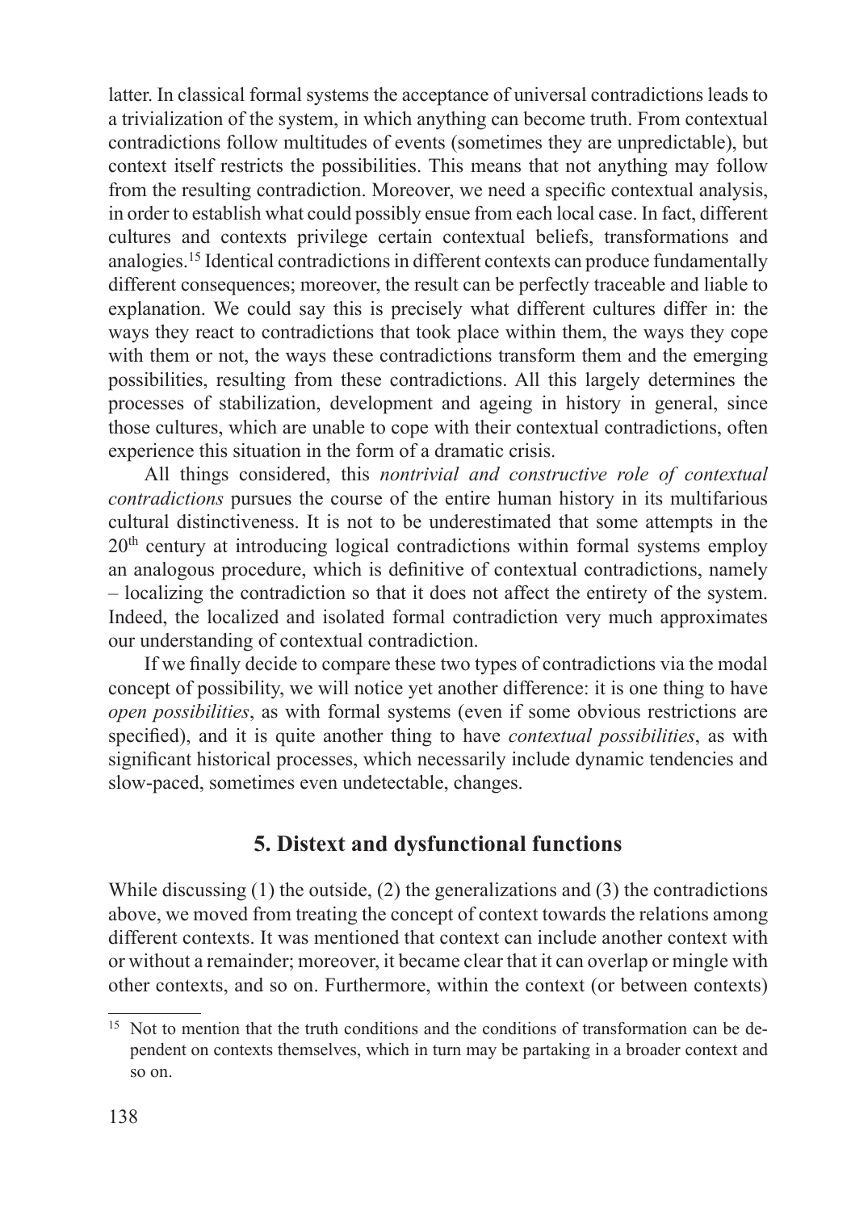latter. In classical formal systems the acceptance of universal contradictions leads to a trivialization of the system, in which anything can become truth. From contextual contradictions follow multitudes of events (sometimes they are unpredictable), but context itself restricts the possibilities. This means that not anything may follow from the resulting contradiction. Moreover, we need a specific contextual analysis, in order to establish what could possibly ensue from each local case. In fact, different cultures and contexts privilege certain contextual beliefs, transformations and analogies.[15] Identical contradictions in different contexts can produce fundamentally different consequences; moreover, the result can be perfectly traceable and liable to explanation. We could say this is precisely what different cultures differ in: the ways they react to contradictions that took place within them, the ways they cope with them or not, the ways these contradictions transform them and the emerging possibilities, resulting from these contradictions. All this largely determines the processes of stabilization, development and ageing in history in general, since those cultures, which are unable to cope with their contextual contradictions, often experience this situation in the form of a dramatic crisis.

All things considered, this *nontrivial and constructive role of contextual contradictions* pursues the course of the entire human history in its multifarious cultural distinctiveness. It is not to be underestimated that some attempts in the 20th century at introducing logical contradictions within formal systems employ an analogous procedure, which is definitive of contextual contradictions, namely – localizing the contradiction so that it does not affect the entirety of the system. Indeed, the localized and isolated formal contradiction very much approximates our understanding of contextual contradiction.

If we finally decide to compare these two types of contradictions via the modal concept of possibility, we will notice yet another difference: it is one thing to have *open possibilities*, as with formal systems (even if some obvious restrictions are specified), and it is quite another thing to have *contextual possibilities*, as with significant historical processes, which necessarily include dynamic tendencies and slow-paced, sometimes even undetectable, changes.

## 5. Distext and dysfunctional functions

While discussing (1) the outside, (2) the generalizations and (3) the contradictions above, we moved from treating the concept of context towards the relations among different contexts. It was mentioned that context can include another context with or without a remainder; moreover, it became clear that it can overlap or mingle with other contexts, and so on. Furthermore, within the context (or between contexts)

---

[15] Not to mention that the truth conditions and the conditions of transformation can be dependent on contexts themselves, which in turn may be partaking in a broader context and so on.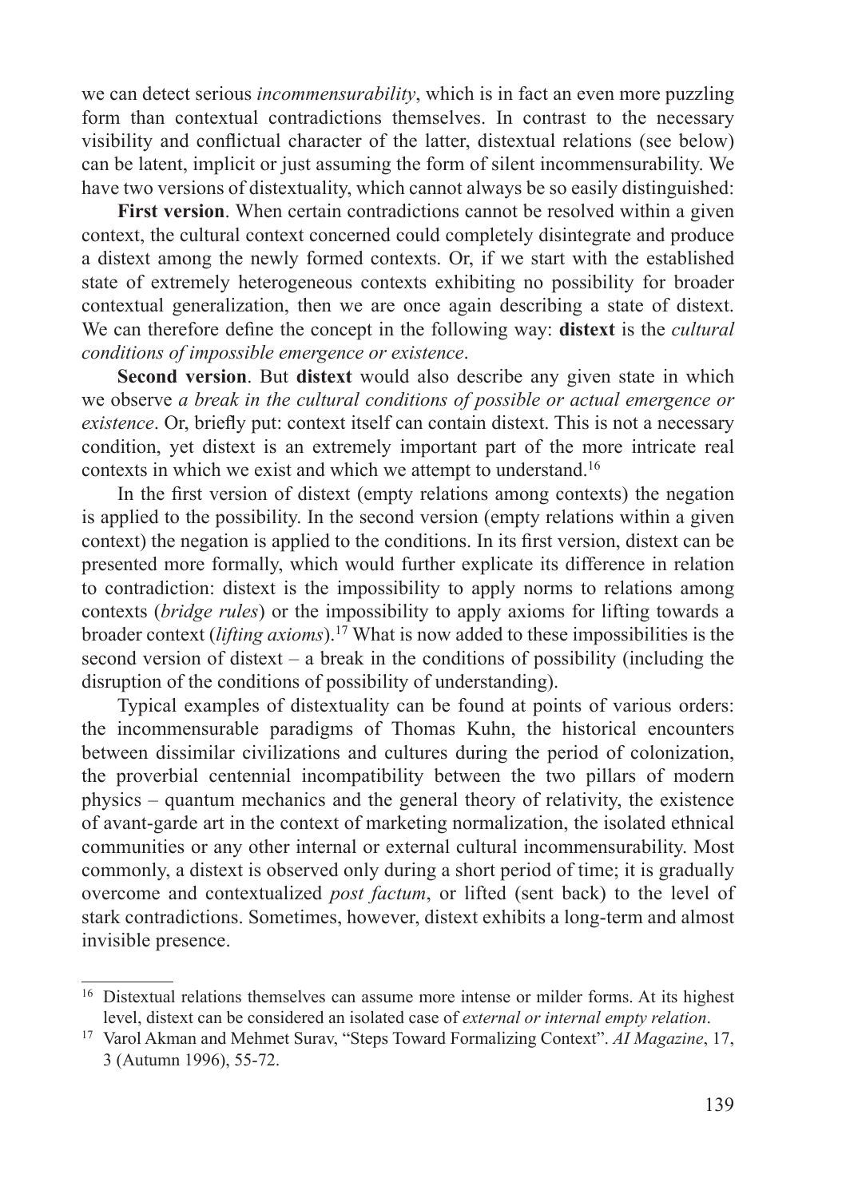we can detect serious *incommensurability*, which is in fact an even more puzzling form than contextual contradictions themselves. In contrast to the necessary visibility and conflictual character of the latter, distextual relations (see below) can be latent, implicit or just assuming the form of silent incommensurability. We have two versions of distextuality, which cannot always be so easily distinguished:

**First version**. When certain contradictions cannot be resolved within a given context, the cultural context concerned could completely disintegrate and produce a distext among the newly formed contexts. Or, if we start with the established state of extremely heterogeneous contexts exhibiting no possibility for broader contextual generalization, then we are once again describing a state of distext. We can therefore define the concept in the following way: **distext** is the *cultural conditions of impossible emergence or existence*.

**Second version**. But **distext** would also describe any given state in which we observe *a break in the cultural conditions of possible or actual emergence or existence*. Or, briefly put: context itself can contain distext. This is not a necessary condition, yet distext is an extremely important part of the more intricate real contexts in which we exist and which we attempt to understand.[16]

In the first version of distext (empty relations among contexts) the negation is applied to the possibility. In the second version (empty relations within a given context) the negation is applied to the conditions. In its first version, distext can be presented more formally, which would further explicate its difference in relation to contradiction: distext is the impossibility to apply norms to relations among contexts (*bridge rules*) or the impossibility to apply axioms for lifting towards a broader context (*lifting axioms*).[17] What is now added to these impossibilities is the second version of distext – a break in the conditions of possibility (including the disruption of the conditions of possibility of understanding).

Typical examples of distextuality can be found at points of various orders: the incommensurable paradigms of Thomas Kuhn, the historical encounters between dissimilar civilizations and cultures during the period of colonization, the proverbial centennial incompatibility between the two pillars of modern physics – quantum mechanics and the general theory of relativity, the existence of avant-garde art in the context of marketing normalization, the isolated ethnical communities or any other internal or external cultural incommensurability. Most commonly, a distext is observed only during a short period of time; it is gradually overcome and contextualized *post factum*, or lifted (sent back) to the level of stark contradictions. Sometimes, however, distext exhibits a long-term and almost invisible presence.

---

[16] Distextual relations themselves can assume more intense or milder forms. At its highest level, distext can be considered an isolated case of *external or internal empty relation*.

[17] Varol Akman and Mehmet Surav, "Steps Toward Formalizing Context". *AI Magazine*, 17, 3 (Autumn 1996), 55-72.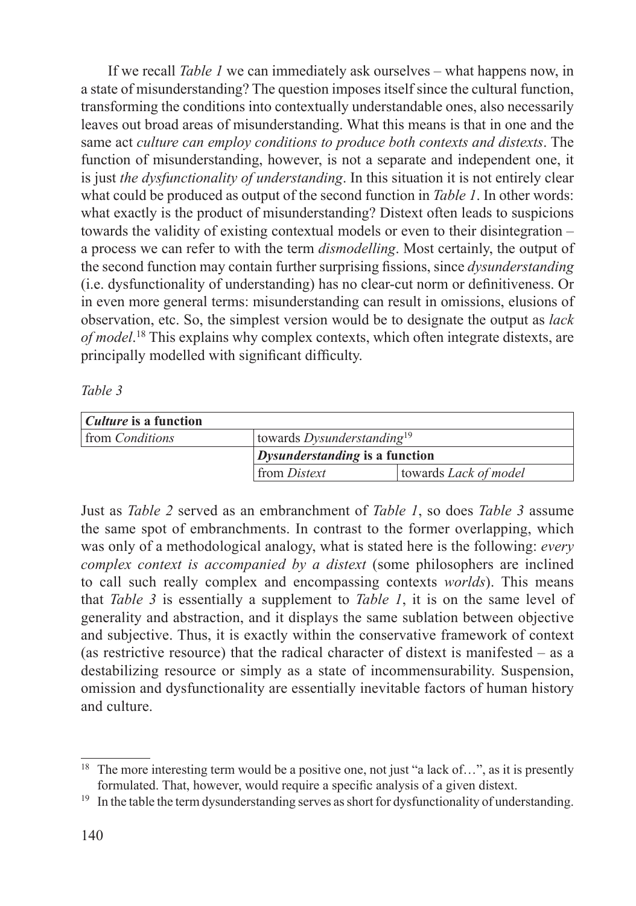If we recall *Table 1* we can immediately ask ourselves – what happens now, in a state of misunderstanding? The question imposes itself since the cultural function, transforming the conditions into contextually understandable ones, also necessarily leaves out broad areas of misunderstanding. What this means is that in one and the same act *culture can employ conditions to produce both contexts and distexts*. The function of misunderstanding, however, is not a separate and independent one, it is just *the dysfunctionality of understanding*. In this situation it is not entirely clear what could be produced as output of the second function in *Table 1*. In other words: what exactly is the product of misunderstanding? Distext often leads to suspicions towards the validity of existing contextual models or even to their disintegration – a process we can refer to with the term *dismodelling*. Most certainly, the output of the second function may contain further surprising fissions, since *dysunderstanding* (i.e. dysfunctionality of understanding) has no clear-cut norm or definitiveness. Or in even more general terms: misunderstanding can result in omissions, elusions of observation, etc. So, the simplest version would be to designate the output as *lack of model*.[18] This explains why complex contexts, which often integrate distexts, are principally modelled with significant difficulty.

*Table 3*

| ***Culture*** **is a function** | | |
|---|---|---|
| from *Conditions* | towards *Dysunderstanding*[19] | |
| | ***Dysunderstanding*** **is a function** | |
| | from *Distext* | towards *Lack of model* |

Just as *Table 2* served as an embranchment of *Table 1*, so does *Table 3* assume the same spot of embranchments. In contrast to the former overlapping, which was only of a methodological analogy, what is stated here is the following: *every complex context is accompanied by a distext* (some philosophers are inclined to call such really complex and encompassing contexts *worlds*). This means that *Table 3* is essentially a supplement to *Table 1*, it is on the same level of generality and abstraction, and it displays the same sublation between objective and subjective. Thus, it is exactly within the conservative framework of context (as restrictive resource) that the radical character of distext is manifested – as a destabilizing resource or simply as a state of incommensurability. Suspension, omission and dysfunctionality are essentially inevitable factors of human history and culture.

---

[18] The more interesting term would be a positive one, not just "a lack of…", as it is presently formulated. That, however, would require a specific analysis of a given distext.

[19] In the table the term dysunderstanding serves as short for dysfunctionality of understanding.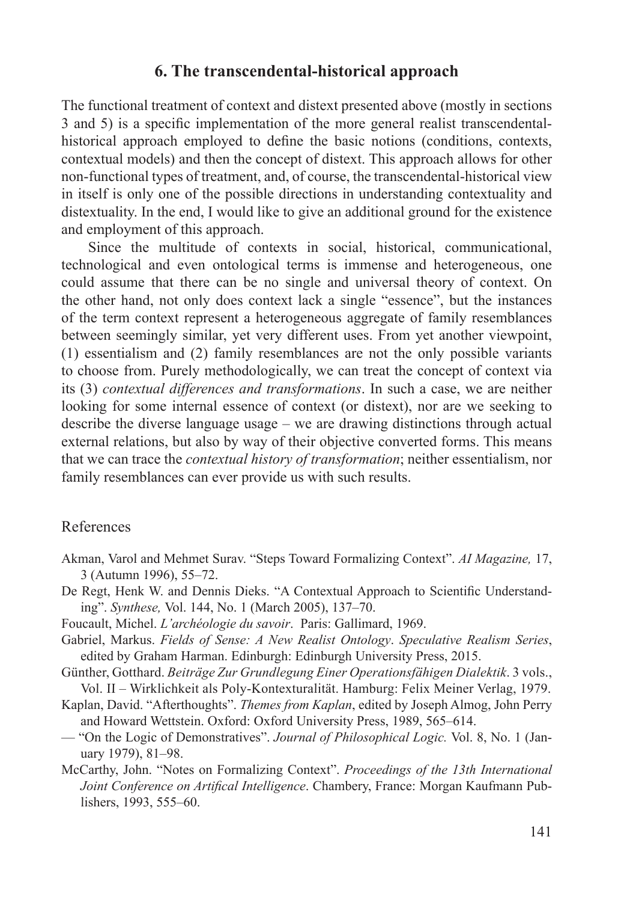## 6. The transcendental-historical approach

The functional treatment of context and distext presented above (mostly in sections 3 and 5) is a specific implementation of the more general realist transcendental-historical approach employed to define the basic notions (conditions, contexts, contextual models) and then the concept of distext. This approach allows for other non-functional types of treatment, and, of course, the transcendental-historical view in itself is only one of the possible directions in understanding contextuality and distextuality. In the end, I would like to give an additional ground for the existence and employment of this approach.

Since the multitude of contexts in social, historical, communicational, technological and even ontological terms is immense and heterogeneous, one could assume that there can be no single and universal theory of context. On the other hand, not only does context lack a single "essence", but the instances of the term context represent a heterogeneous aggregate of family resemblances between seemingly similar, yet very different uses. From yet another viewpoint, (1) essentialism and (2) family resemblances are not the only possible variants to choose from. Purely methodologically, we can treat the concept of context via its (3) *contextual differences and transformations*. In such a case, we are neither looking for some internal essence of context (or distext), nor are we seeking to describe the diverse language usage – we are drawing distinctions through actual external relations, but also by way of their objective converted forms. This means that we can trace the *contextual history of transformation*; neither essentialism, nor family resemblances can ever provide us with such results.

### References

Akman, Varol and Mehmet Surav. "Steps Toward Formalizing Context". *AI Magazine,* 17, 3 (Autumn 1996), 55–72.

De Regt, Henk W. and Dennis Dieks. "A Contextual Approach to Scientific Understanding". *Synthese,* Vol. 144, No. 1 (March 2005), 137–70.

Foucault, Michel. *L'archéologie du savoir*. Paris: Gallimard, 1969.

Gabriel, Markus. *Fields of Sense: A New Realist Ontology*. *Speculative Realism Series*, edited by Graham Harman. Edinburgh: Edinburgh University Press, 2015.

Günther, Gotthard. *Beiträge Zur Grundlegung Einer Operationsfähigen Dialektik*. 3 vols., Vol. II – Wirklichkeit als Poly-Kontexturalität. Hamburg: Felix Meiner Verlag, 1979.

Kaplan, David. "Afterthoughts". *Themes from Kaplan*, edited by Joseph Almog, John Perry and Howard Wettstein. Oxford: Oxford University Press, 1989, 565–614.

— "On the Logic of Demonstratives". *Journal of Philosophical Logic.* Vol. 8, No. 1 (January 1979), 81–98.

McCarthy, John. "Notes on Formalizing Context". *Proceedings of the 13th International Joint Conference on Artifical Intelligence*. Chambery, France: Morgan Kaufmann Publishers, 1993, 555–60.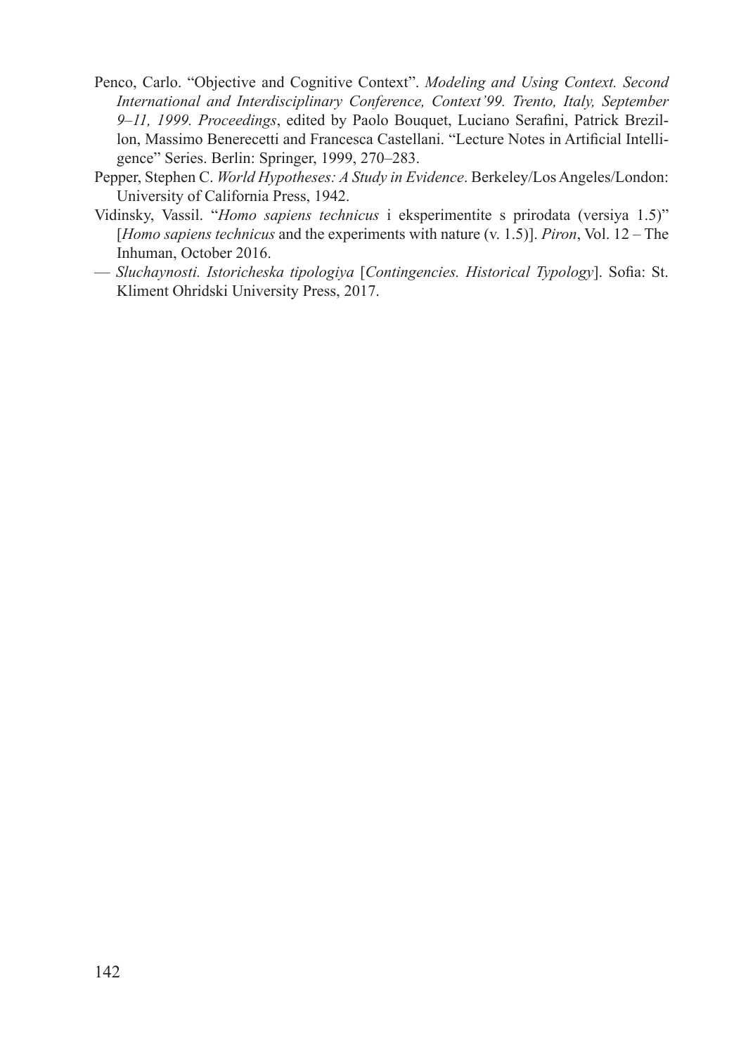Penco, Carlo. "Objective and Cognitive Context". *Modeling and Using Context. Second International and Interdisciplinary Conference, Context'99. Trento, Italy, September 9–11, 1999. Proceedings*, edited by Paolo Bouquet, Luciano Serafini, Patrick Brezillon, Massimo Benerecetti and Francesca Castellani. "Lecture Notes in Artificial Intelligence" Series. Berlin: Springer, 1999, 270–283.

Pepper, Stephen C. *World Hypotheses: A Study in Evidence*. Berkeley/Los Angeles/London: University of California Press, 1942.

Vidinsky, Vassil. "*Homo sapiens technicus* i eksperimentite s prirodata (versiya 1.5)" [*Homo sapiens technicus* and the experiments with nature (v. 1.5)]. *Piron*, Vol. 12 – The Inhuman, October 2016.

— *Sluchaynosti. Istoricheska tipologiya* [*Contingencies. Historical Typology*]. Sofia: St. Kliment Ohridski University Press, 2017.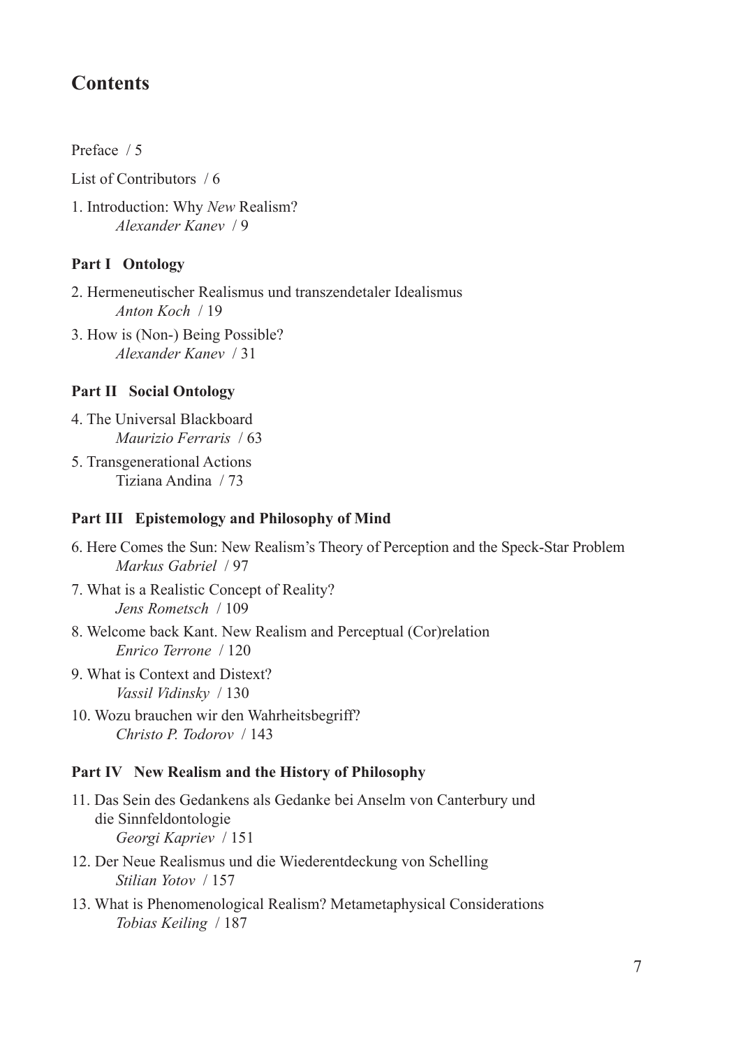## Contents

Preface / 5

List of Contributors / 6

1. Introduction: Why *New* Realism?
   *Alexander Kanev* / 9

### Part I Ontology

2. Hermeneutischer Realismus und transzendetaler Idealismus
   *Anton Koch* / 19
3. How is (Non-) Being Possible?
   *Alexander Kanev* / 31

### Part II Social Ontology

4. The Universal Blackboard
   *Maurizio Ferraris* / 63
5. Transgenerational Actions
   Tiziana Andina / 73

### Part III Epistemology and Philosophy of Mind

6. Here Comes the Sun: New Realism's Theory of Perception and the Speck-Star Problem
   *Markus Gabriel* / 97
7. What is a Realistic Concept of Reality?
   *Jens Rometsch* / 109
8. Welcome back Kant. New Realism and Perceptual (Cor)relation
   *Enrico Terrone* / 120
9. What is Context and Distext?
   *Vassil Vidinsky* / 130
10. Wozu brauchen wir den Wahrheitsbegriff?
    *Christo P. Todorov* / 143

### Part IV New Realism and the History of Philosophy

11. Das Sein des Gedankens als Gedanke bei Anselm von Canterbury und die Sinnfeldontologie
    *Georgi Kapriev* / 151
12. Der Neue Realismus und die Wiederentdeckung von Schelling
    *Stilian Yotov* / 157
13. What is Phenomenological Realism? Metametaphysical Considerations
    *Tobias Keiling* / 187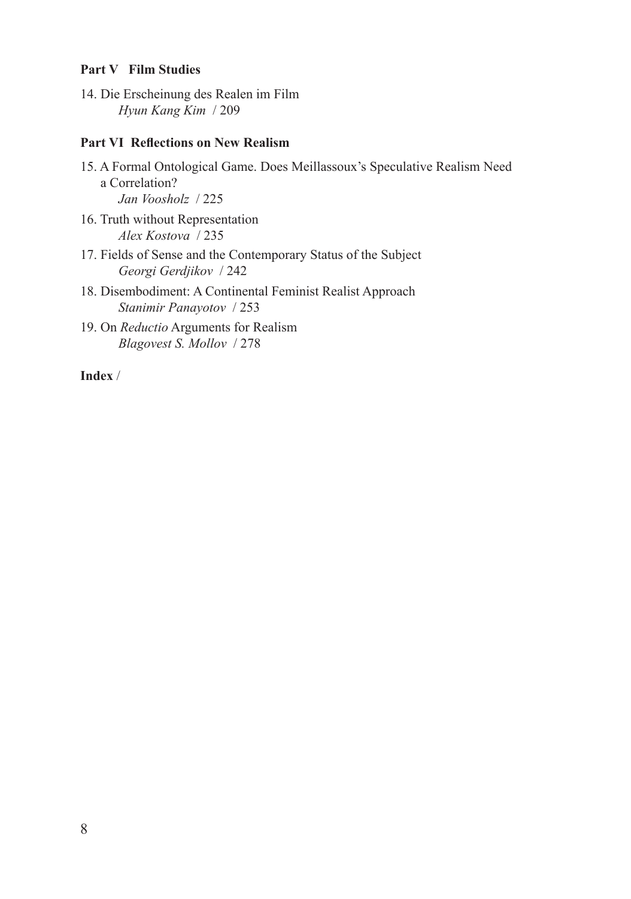**Part V Film Studies**

14. Die Erscheinung des Realen im Film
    *Hyun Kang Kim* / 209

**Part VI Reflections on New Realism**

15. A Formal Ontological Game. Does Meillassoux's Speculative Realism Need a Correlation?
    *Jan Voosholz* / 225
16. Truth without Representation
    *Alex Kostova* / 235
17. Fields of Sense and the Contemporary Status of the Subject
    *Georgi Gerdjikov* / 242
18. Disembodiment: A Continental Feminist Realist Approach
    *Stanimir Panayotov* / 253
19. On *Reductio* Arguments for Realism
    *Blagovest S. Mollov* / 278

**Index** /